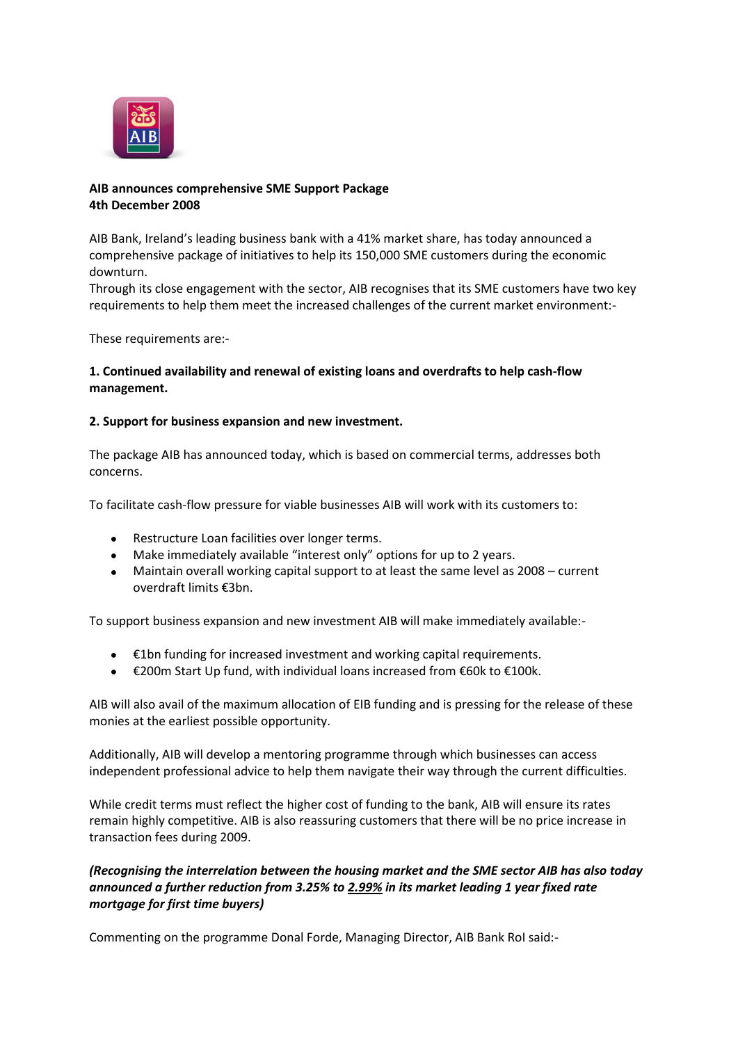**AIB announces comprehensive SME Support Package**
**4th December 2008**

AIB Bank, Ireland's leading business bank with a 41% market share, has today announced a comprehensive package of initiatives to help its 150,000 SME customers during the economic downturn.
Through its close engagement with the sector, AIB recognises that its SME customers have two key requirements to help them meet the increased challenges of the current market environment:-

These requirements are:-

**1. Continued availability and renewal of existing loans and overdrafts to help cash-flow management.**

**2. Support for business expansion and new investment.**

The package AIB has announced today, which is based on commercial terms, addresses both concerns.

To facilitate cash-flow pressure for viable businesses AIB will work with its customers to:

- Restructure Loan facilities over longer terms.
- Make immediately available "interest only" options for up to 2 years.
- Maintain overall working capital support to at least the same level as 2008 – current overdraft limits €3bn.

To support business expansion and new investment AIB will make immediately available:-

- €1bn funding for increased investment and working capital requirements.
- €200m Start Up fund, with individual loans increased from €60k to €100k.

AIB will also avail of the maximum allocation of EIB funding and is pressing for the release of these monies at the earliest possible opportunity.

Additionally, AIB will develop a mentoring programme through which businesses can access independent professional advice to help them navigate their way through the current difficulties.

While credit terms must reflect the higher cost of funding to the bank, AIB will ensure its rates remain highly competitive. AIB is also reassuring customers that there will be no price increase in transaction fees during 2009.

***(Recognising the interrelation between the housing market and the SME sector AIB has also today announced a further reduction from 3.25% to 2.99% in its market leading 1 year fixed rate mortgage for first time buyers)***

Commenting on the programme Donal Forde, Managing Director, AIB Bank RoI said:-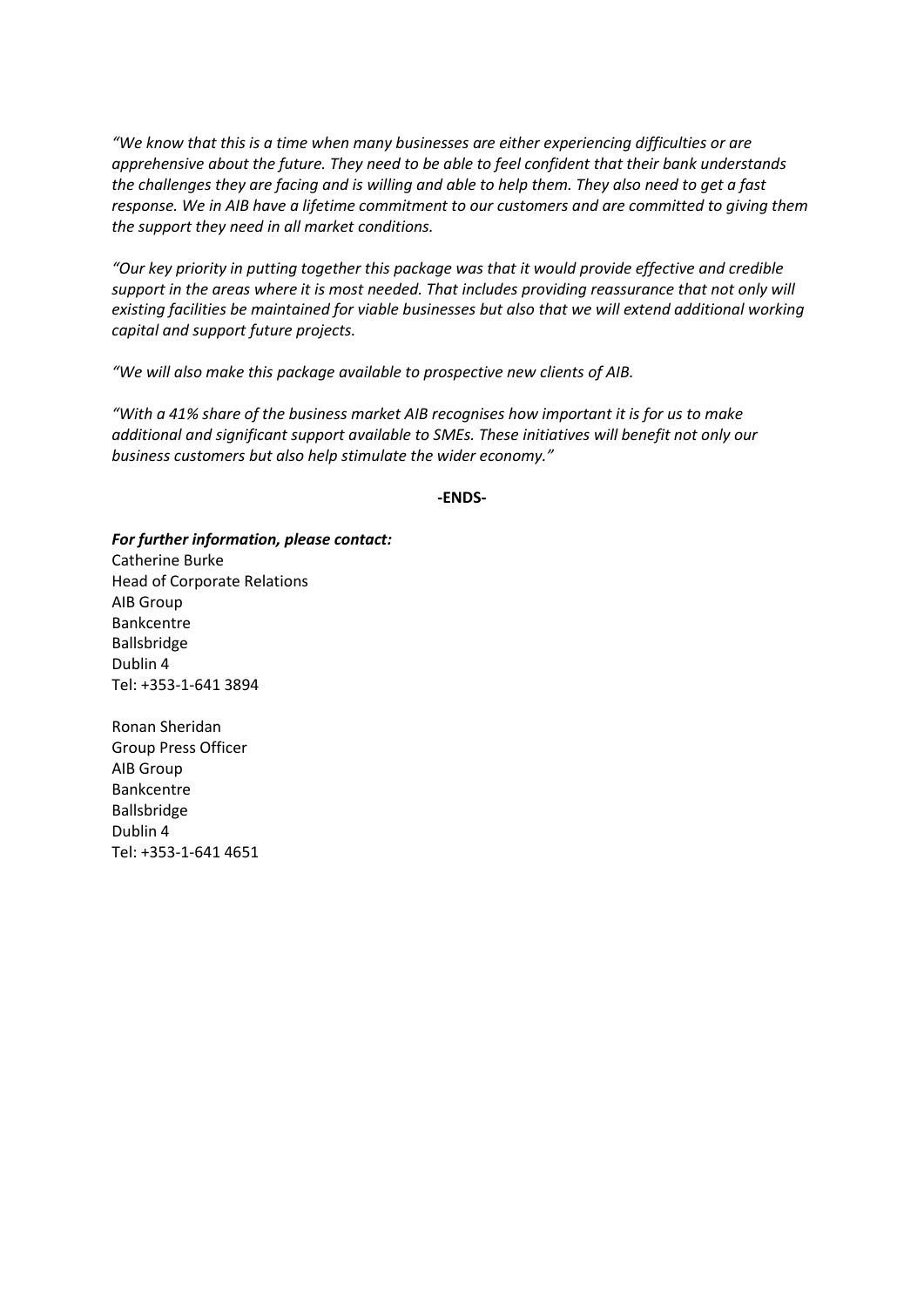*"We know that this is a time when many businesses are either experiencing difficulties or are apprehensive about the future. They need to be able to feel confident that their bank understands the challenges they are facing and is willing and able to help them. They also need to get a fast response. We in AIB have a lifetime commitment to our customers and are committed to giving them the support they need in all market conditions.*

*"Our key priority in putting together this package was that it would provide effective and credible support in the areas where it is most needed. That includes providing reassurance that not only will existing facilities be maintained for viable businesses but also that we will extend additional working capital and support future projects.*

*"We will also make this package available to prospective new clients of AIB.*

*"With a 41% share of the business market AIB recognises how important it is for us to make additional and significant support available to SMEs. These initiatives will benefit not only our business customers but also help stimulate the wider economy."*

**-ENDS-**

***For further information, please contact:***

Catherine Burke
Head of Corporate Relations
AIB Group
Bankcentre
Ballsbridge
Dublin 4
Tel: +353-1-641 3894

Ronan Sheridan
Group Press Officer
AIB Group
Bankcentre
Ballsbridge
Dublin 4
Tel: +353-1-641 4651